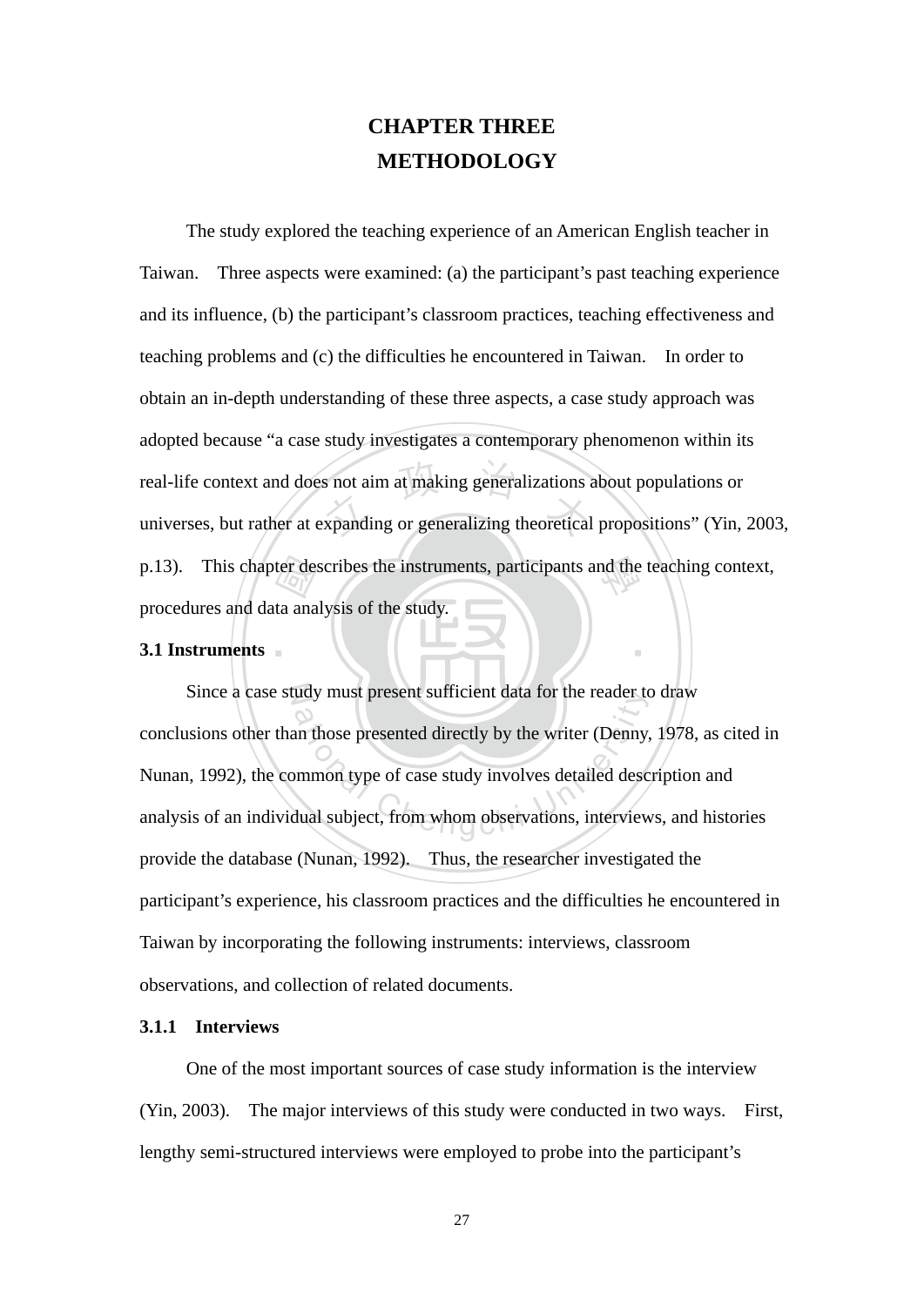# CHAPTER THREE
# METHODOLOGY

The study explored the teaching experience of an American English teacher in Taiwan. Three aspects were examined: (a) the participant's past teaching experience and its influence, (b) the participant's classroom practices, teaching effectiveness and teaching problems and (c) the difficulties he encountered in Taiwan. In order to obtain an in-depth understanding of these three aspects, a case study approach was adopted because "a case study investigates a contemporary phenomenon within its real-life context and does not aim at making generalizations about populations or universes, but rather at expanding or generalizing theoretical propositions" (Yin, 2003, p.13). This chapter describes the instruments, participants and the teaching context, procedures and data analysis of the study.

## 3.1 Instruments

Since a case study must present sufficient data for the reader to draw conclusions other than those presented directly by the writer (Denny, 1978, as cited in Nunan, 1992), the common type of case study involves detailed description and analysis of an individual subject, from whom observations, interviews, and histories provide the database (Nunan, 1992). Thus, the researcher investigated the participant's experience, his classroom practices and the difficulties he encountered in Taiwan by incorporating the following instruments: interviews, classroom observations, and collection of related documents.

### 3.1.1 Interviews

One of the most important sources of case study information is the interview (Yin, 2003). The major interviews of this study were conducted in two ways. First, lengthy semi-structured interviews were employed to probe into the participant's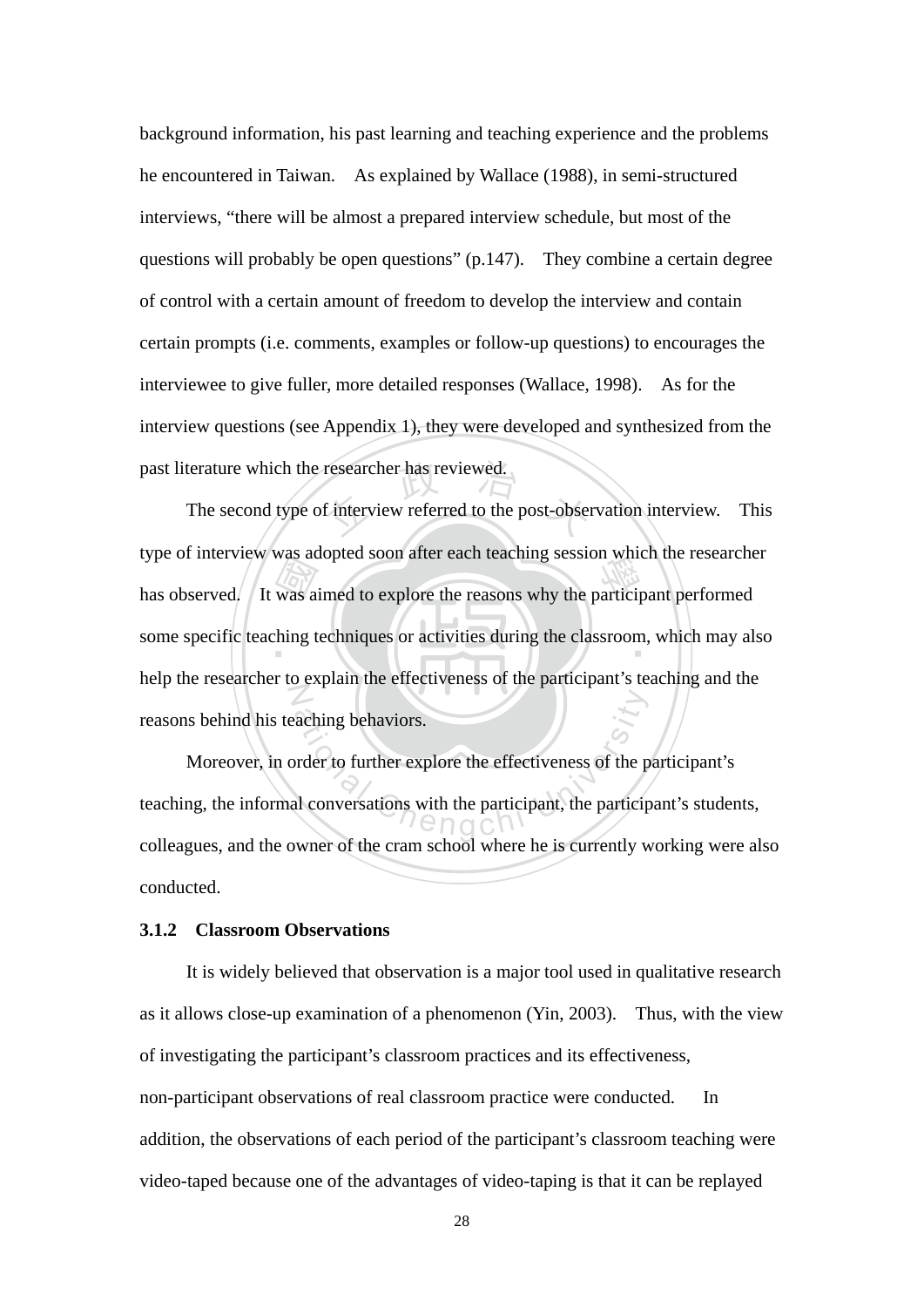background information, his past learning and teaching experience and the problems he encountered in Taiwan. As explained by Wallace (1988), in semi-structured interviews, "there will be almost a prepared interview schedule, but most of the questions will probably be open questions" (p.147). They combine a certain degree of control with a certain amount of freedom to develop the interview and contain certain prompts (i.e. comments, examples or follow-up questions) to encourages the interviewee to give fuller, more detailed responses (Wallace, 1998). As for the interview questions (see Appendix 1), they were developed and synthesized from the past literature which the researcher has reviewed.

The second type of interview referred to the post-observation interview. This type of interview was adopted soon after each teaching session which the researcher has observed. It was aimed to explore the reasons why the participant performed some specific teaching techniques or activities during the classroom, which may also help the researcher to explain the effectiveness of the participant's teaching and the reasons behind his teaching behaviors.

Moreover, in order to further explore the effectiveness of the participant's teaching, the informal conversations with the participant, the participant's students, colleagues, and the owner of the cram school where he is currently working were also conducted.

### 3.1.2 Classroom Observations

It is widely believed that observation is a major tool used in qualitative research as it allows close-up examination of a phenomenon (Yin, 2003). Thus, with the view of investigating the participant's classroom practices and its effectiveness, non-participant observations of real classroom practice were conducted. In addition, the observations of each period of the participant's classroom teaching were video-taped because one of the advantages of video-taping is that it can be replayed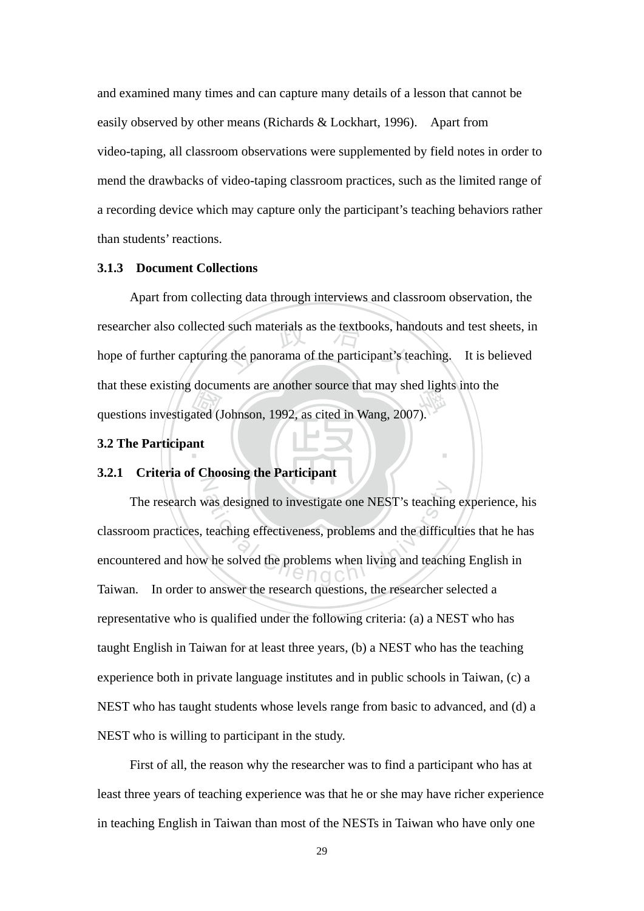and examined many times and can capture many details of a lesson that cannot be easily observed by other means (Richards & Lockhart, 1996). Apart from video-taping, all classroom observations were supplemented by field notes in order to mend the drawbacks of video-taping classroom practices, such as the limited range of a recording device which may capture only the participant's teaching behaviors rather than students' reactions.

### 3.1.3 Document Collections

Apart from collecting data through interviews and classroom observation, the researcher also collected such materials as the textbooks, handouts and test sheets, in hope of further capturing the panorama of the participant's teaching. It is believed that these existing documents are another source that may shed lights into the questions investigated (Johnson, 1992, as cited in Wang, 2007).

## 3.2 The Participant

### 3.2.1 Criteria of Choosing the Participant

The research was designed to investigate one NEST's teaching experience, his classroom practices, teaching effectiveness, problems and the difficulties that he has encountered and how he solved the problems when living and teaching English in Taiwan. In order to answer the research questions, the researcher selected a representative who is qualified under the following criteria: (a) a NEST who has taught English in Taiwan for at least three years, (b) a NEST who has the teaching experience both in private language institutes and in public schools in Taiwan, (c) a NEST who has taught students whose levels range from basic to advanced, and (d) a NEST who is willing to participant in the study.

First of all, the reason why the researcher was to find a participant who has at least three years of teaching experience was that he or she may have richer experience in teaching English in Taiwan than most of the NESTs in Taiwan who have only one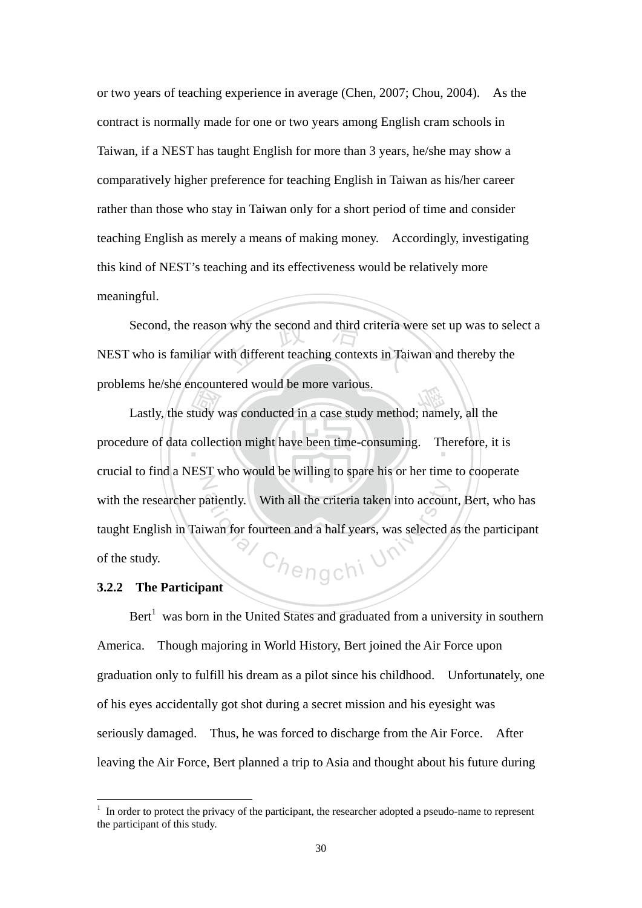or two years of teaching experience in average (Chen, 2007; Chou, 2004). As the contract is normally made for one or two years among English cram schools in Taiwan, if a NEST has taught English for more than 3 years, he/she may show a comparatively higher preference for teaching English in Taiwan as his/her career rather than those who stay in Taiwan only for a short period of time and consider teaching English as merely a means of making money. Accordingly, investigating this kind of NEST's teaching and its effectiveness would be relatively more meaningful.

Second, the reason why the second and third criteria were set up was to select a NEST who is familiar with different teaching contexts in Taiwan and thereby the problems he/she encountered would be more various.

Lastly, the study was conducted in a case study method; namely, all the procedure of data collection might have been time-consuming. Therefore, it is crucial to find a NEST who would be willing to spare his or her time to cooperate with the researcher patiently. With all the criteria taken into account, Bert, who has taught English in Taiwan for fourteen and a half years, was selected as the participant of the study.

### 3.2.2 The Participant

Bert[1] was born in the United States and graduated from a university in southern America. Though majoring in World History, Bert joined the Air Force upon graduation only to fulfill his dream as a pilot since his childhood. Unfortunately, one of his eyes accidentally got shot during a secret mission and his eyesight was seriously damaged. Thus, he was forced to discharge from the Air Force. After leaving the Air Force, Bert planned a trip to Asia and thought about his future during

[1] In order to protect the privacy of the participant, the researcher adopted a pseudo-name to represent the participant of this study.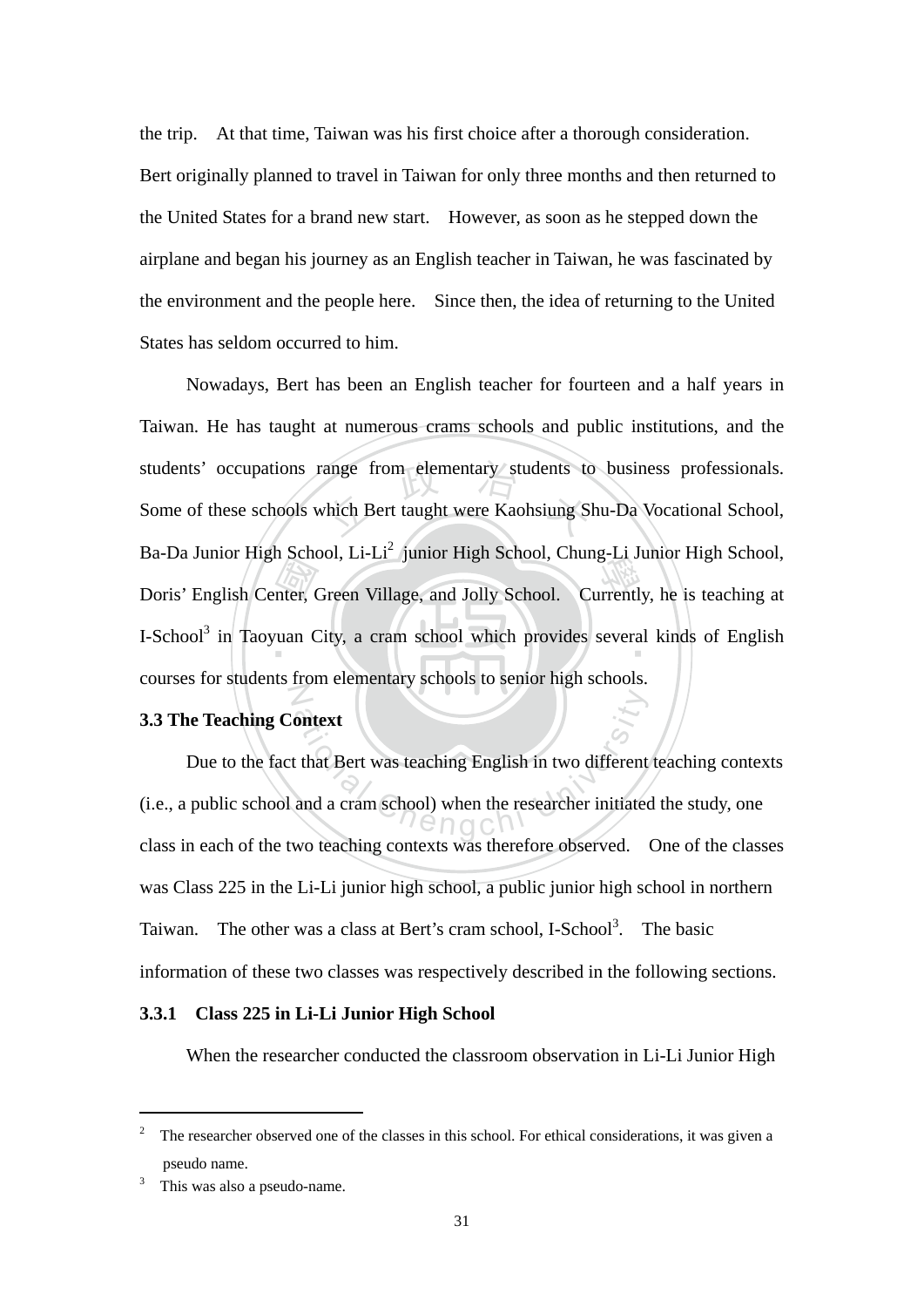the trip. At that time, Taiwan was his first choice after a thorough consideration. Bert originally planned to travel in Taiwan for only three months and then returned to the United States for a brand new start. However, as soon as he stepped down the airplane and began his journey as an English teacher in Taiwan, he was fascinated by the environment and the people here. Since then, the idea of returning to the United States has seldom occurred to him.

Nowadays, Bert has been an English teacher for fourteen and a half years in Taiwan. He has taught at numerous crams schools and public institutions, and the students' occupations range from elementary students to business professionals. Some of these schools which Bert taught were Kaohsiung Shu-Da Vocational School, Ba-Da Junior High School, Li-Li[2] junior High School, Chung-Li Junior High School, Doris' English Center, Green Village, and Jolly School. Currently, he is teaching at I-School[3] in Taoyuan City, a cram school which provides several kinds of English courses for students from elementary schools to senior high schools.

### 3.3 The Teaching Context

Due to the fact that Bert was teaching English in two different teaching contexts (i.e., a public school and a cram school) when the researcher initiated the study, one class in each of the two teaching contexts was therefore observed. One of the classes was Class 225 in the Li-Li junior high school, a public junior high school in northern Taiwan. The other was a class at Bert's cram school, I-School[3]. The basic information of these two classes was respectively described in the following sections.

#### 3.3.1 Class 225 in Li-Li Junior High School

When the researcher conducted the classroom observation in Li-Li Junior High

---

[2] The researcher observed one of the classes in this school. For ethical considerations, it was given a pseudo name.

[3] This was also a pseudo-name.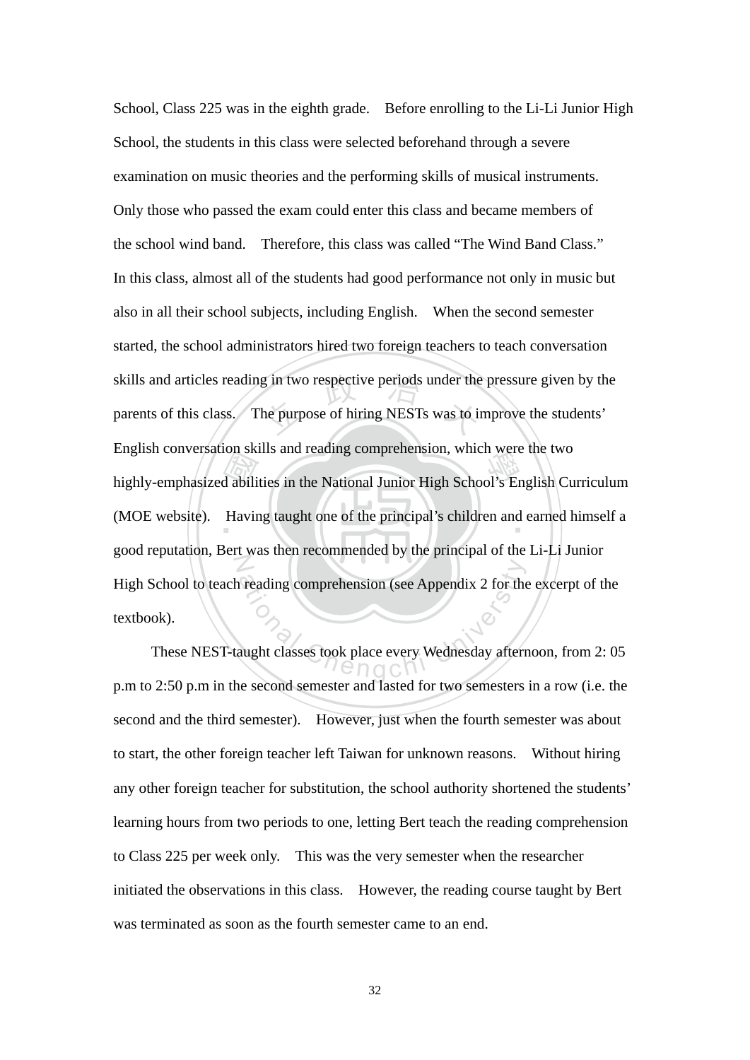School, Class 225 was in the eighth grade. Before enrolling to the Li-Li Junior High School, the students in this class were selected beforehand through a severe examination on music theories and the performing skills of musical instruments. Only those who passed the exam could enter this class and became members of the school wind band. Therefore, this class was called "The Wind Band Class." In this class, almost all of the students had good performance not only in music but also in all their school subjects, including English. When the second semester started, the school administrators hired two foreign teachers to teach conversation skills and articles reading in two respective periods under the pressure given by the parents of this class. The purpose of hiring NESTs was to improve the students' English conversation skills and reading comprehension, which were the two highly-emphasized abilities in the National Junior High School's English Curriculum (MOE website). Having taught one of the principal's children and earned himself a good reputation, Bert was then recommended by the principal of the Li-Li Junior High School to teach reading comprehension (see Appendix 2 for the excerpt of the textbook).

These NEST-taught classes took place every Wednesday afternoon, from 2: 05 p.m to 2:50 p.m in the second semester and lasted for two semesters in a row (i.e. the second and the third semester). However, just when the fourth semester was about to start, the other foreign teacher left Taiwan for unknown reasons. Without hiring any other foreign teacher for substitution, the school authority shortened the students' learning hours from two periods to one, letting Bert teach the reading comprehension to Class 225 per week only. This was the very semester when the researcher initiated the observations in this class. However, the reading course taught by Bert was terminated as soon as the fourth semester came to an end.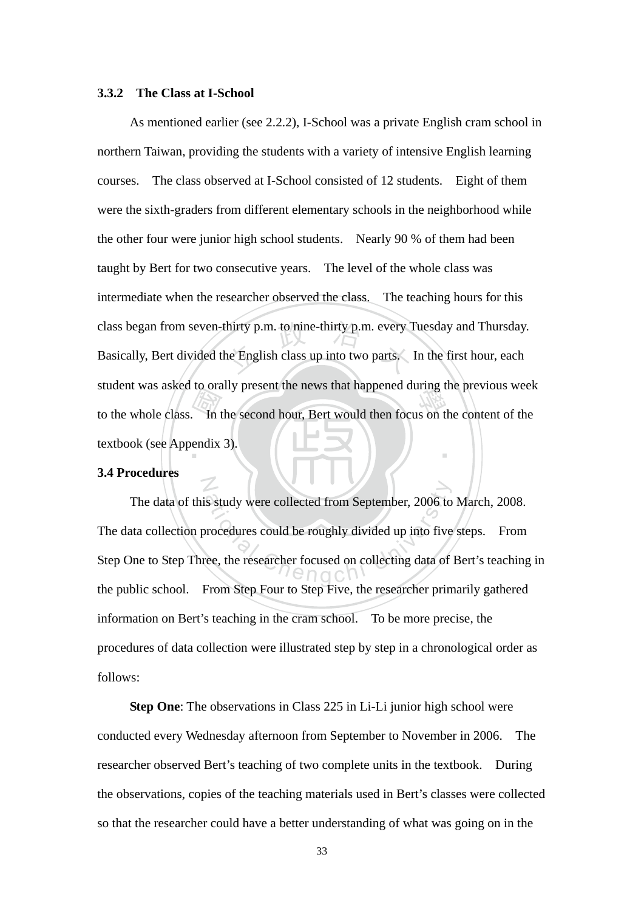### 3.3.2 The Class at I-School

As mentioned earlier (see 2.2.2), I-School was a private English cram school in northern Taiwan, providing the students with a variety of intensive English learning courses. The class observed at I-School consisted of 12 students. Eight of them were the sixth-graders from different elementary schools in the neighborhood while the other four were junior high school students. Nearly 90 % of them had been taught by Bert for two consecutive years. The level of the whole class was intermediate when the researcher observed the class. The teaching hours for this class began from seven-thirty p.m. to nine-thirty p.m. every Tuesday and Thursday. Basically, Bert divided the English class up into two parts. In the first hour, each student was asked to orally present the news that happened during the previous week to the whole class. In the second hour, Bert would then focus on the content of the textbook (see Appendix 3).

## 3.4 Procedures

The data of this study were collected from September, 2006 to March, 2008. The data collection procedures could be roughly divided up into five steps. From Step One to Step Three, the researcher focused on collecting data of Bert's teaching in the public school. From Step Four to Step Five, the researcher primarily gathered information on Bert's teaching in the cram school. To be more precise, the procedures of data collection were illustrated step by step in a chronological order as follows:

**Step One**: The observations in Class 225 in Li-Li junior high school were conducted every Wednesday afternoon from September to November in 2006. The researcher observed Bert's teaching of two complete units in the textbook. During the observations, copies of the teaching materials used in Bert's classes were collected so that the researcher could have a better understanding of what was going on in the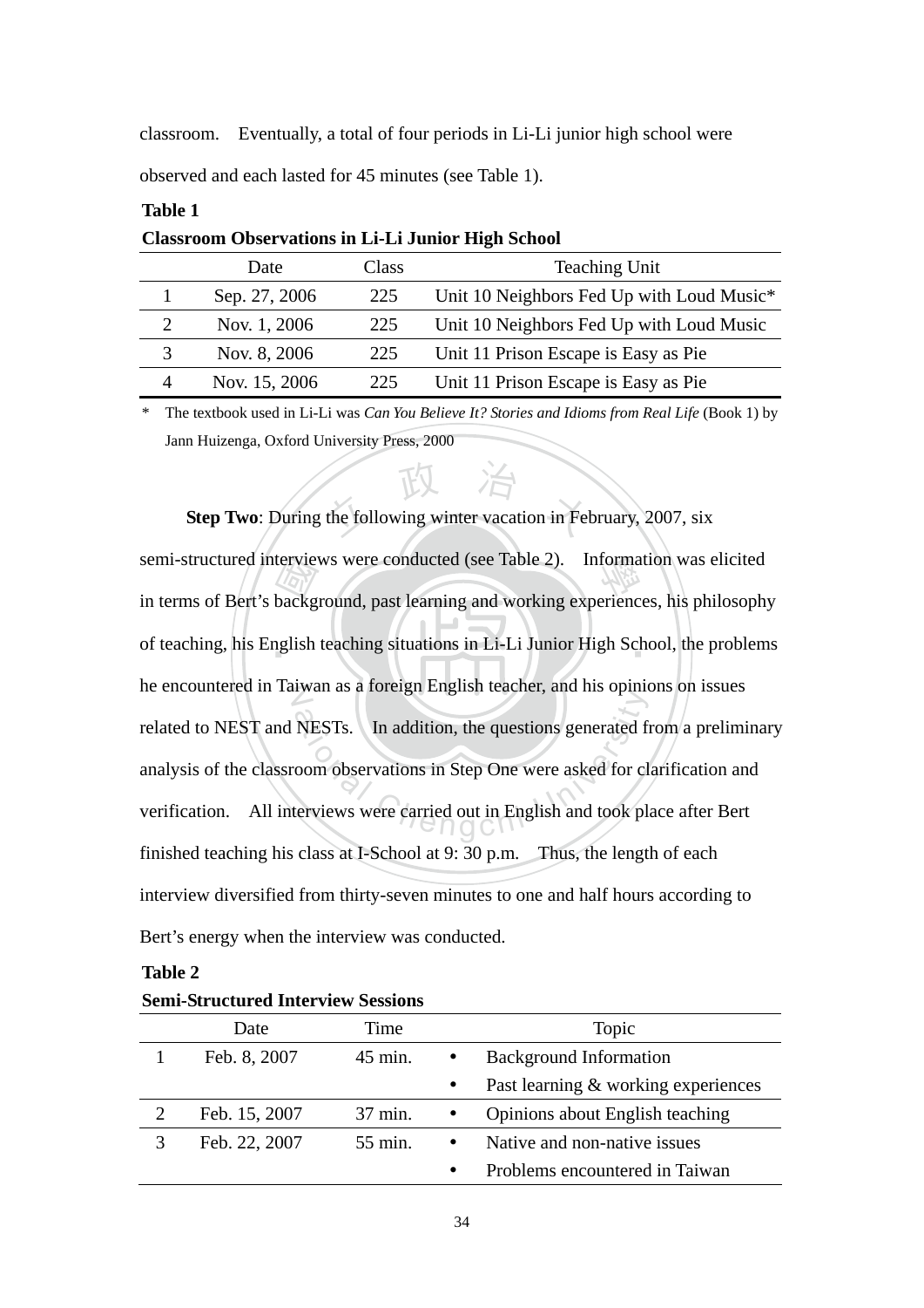classroom. Eventually, a total of four periods in Li-Li junior high school were observed and each lasted for 45 minutes (see Table 1).

**Table 1**

**Classroom Observations in Li-Li Junior High School**

| | Date | Class | Teaching Unit |
|---|---|---|---|
| 1 | Sep. 27, 2006 | 225 | Unit 10 Neighbors Fed Up with Loud Music* |
| 2 | Nov. 1, 2006 | 225 | Unit 10 Neighbors Fed Up with Loud Music |
| 3 | Nov. 8, 2006 | 225 | Unit 11 Prison Escape is Easy as Pie |
| 4 | Nov. 15, 2006 | 225 | Unit 11 Prison Escape is Easy as Pie |

\* The textbook used in Li-Li was *Can You Believe It? Stories and Idioms from Real Life* (Book 1) by Jann Huizenga, Oxford University Press, 2000

**Step Two**: During the following winter vacation in February, 2007, six semi-structured interviews were conducted (see Table 2). Information was elicited in terms of Bert's background, past learning and working experiences, his philosophy of teaching, his English teaching situations in Li-Li Junior High School, the problems he encountered in Taiwan as a foreign English teacher, and his opinions on issues related to NEST and NESTs. In addition, the questions generated from a preliminary analysis of the classroom observations in Step One were asked for clarification and verification. All interviews were carried out in English and took place after Bert finished teaching his class at I-School at 9: 30 p.m. Thus, the length of each interview diversified from thirty-seven minutes to one and half hours according to Bert's energy when the interview was conducted.

**Table 2**

**Semi-Structured Interview Sessions**

| | Date | Time | Topic |
|---|---|---|---|
| 1 | Feb. 8, 2007 | 45 min. | • Background Information<br>• Past learning & working experiences |
| 2 | Feb. 15, 2007 | 37 min. | • Opinions about English teaching |
| 3 | Feb. 22, 2007 | 55 min. | • Native and non-native issues<br>• Problems encountered in Taiwan |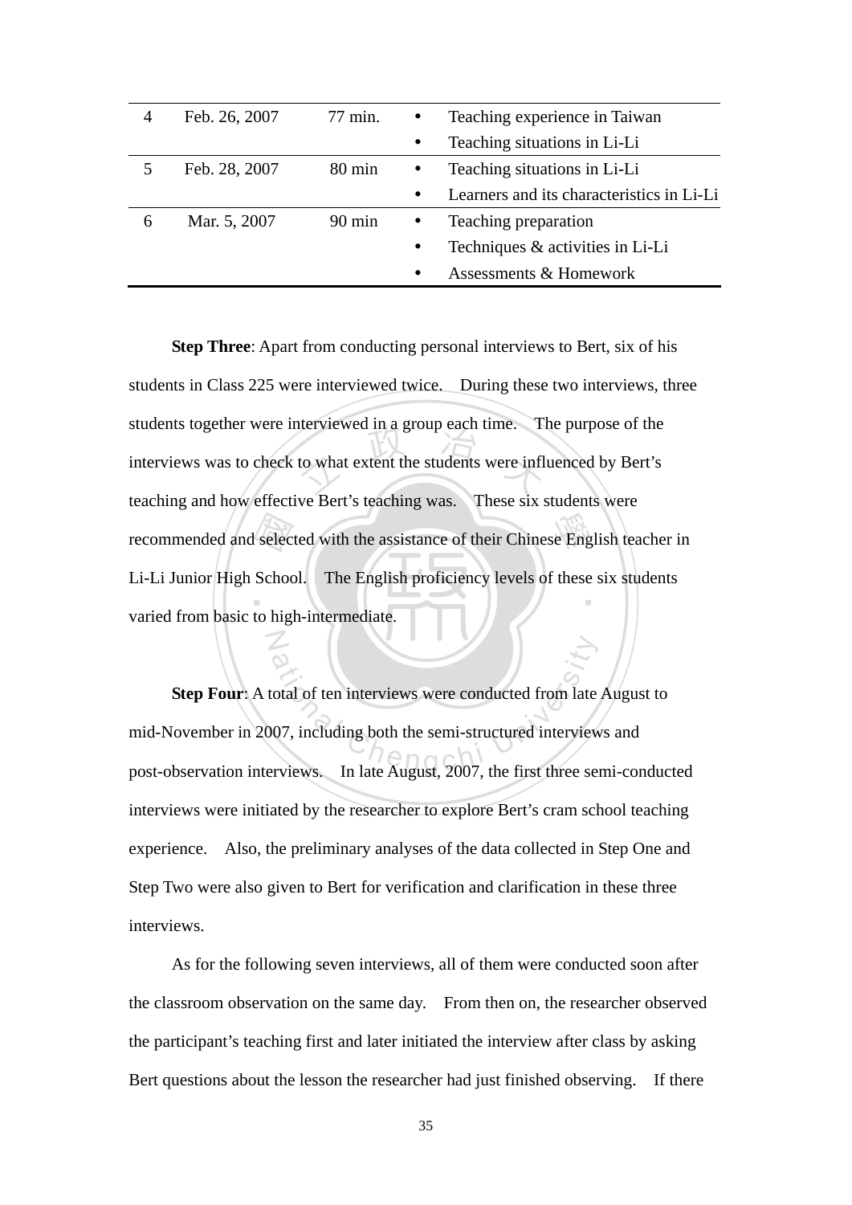| 4 | Feb. 26, 2007 | 77 min. | • Teaching experience in Taiwan<br>• Teaching situations in Li-Li |
|---|---|---|---|
| 5 | Feb. 28, 2007 | 80 min | • Teaching situations in Li-Li<br>• Learners and its characteristics in Li-Li |
| 6 | Mar. 5, 2007 | 90 min | • Teaching preparation<br>• Techniques & activities in Li-Li<br>• Assessments & Homework |

**Step Three**: Apart from conducting personal interviews to Bert, six of his students in Class 225 were interviewed twice. During these two interviews, three students together were interviewed in a group each time. The purpose of the interviews was to check to what extent the students were influenced by Bert's teaching and how effective Bert's teaching was. These six students were recommended and selected with the assistance of their Chinese English teacher in Li-Li Junior High School. The English proficiency levels of these six students varied from basic to high-intermediate.

**Step Four**: A total of ten interviews were conducted from late August to mid-November in 2007, including both the semi-structured interviews and post-observation interviews. In late August, 2007, the first three semi-conducted interviews were initiated by the researcher to explore Bert's cram school teaching experience. Also, the preliminary analyses of the data collected in Step One and Step Two were also given to Bert for verification and clarification in these three interviews.

As for the following seven interviews, all of them were conducted soon after the classroom observation on the same day. From then on, the researcher observed the participant's teaching first and later initiated the interview after class by asking Bert questions about the lesson the researcher had just finished observing. If there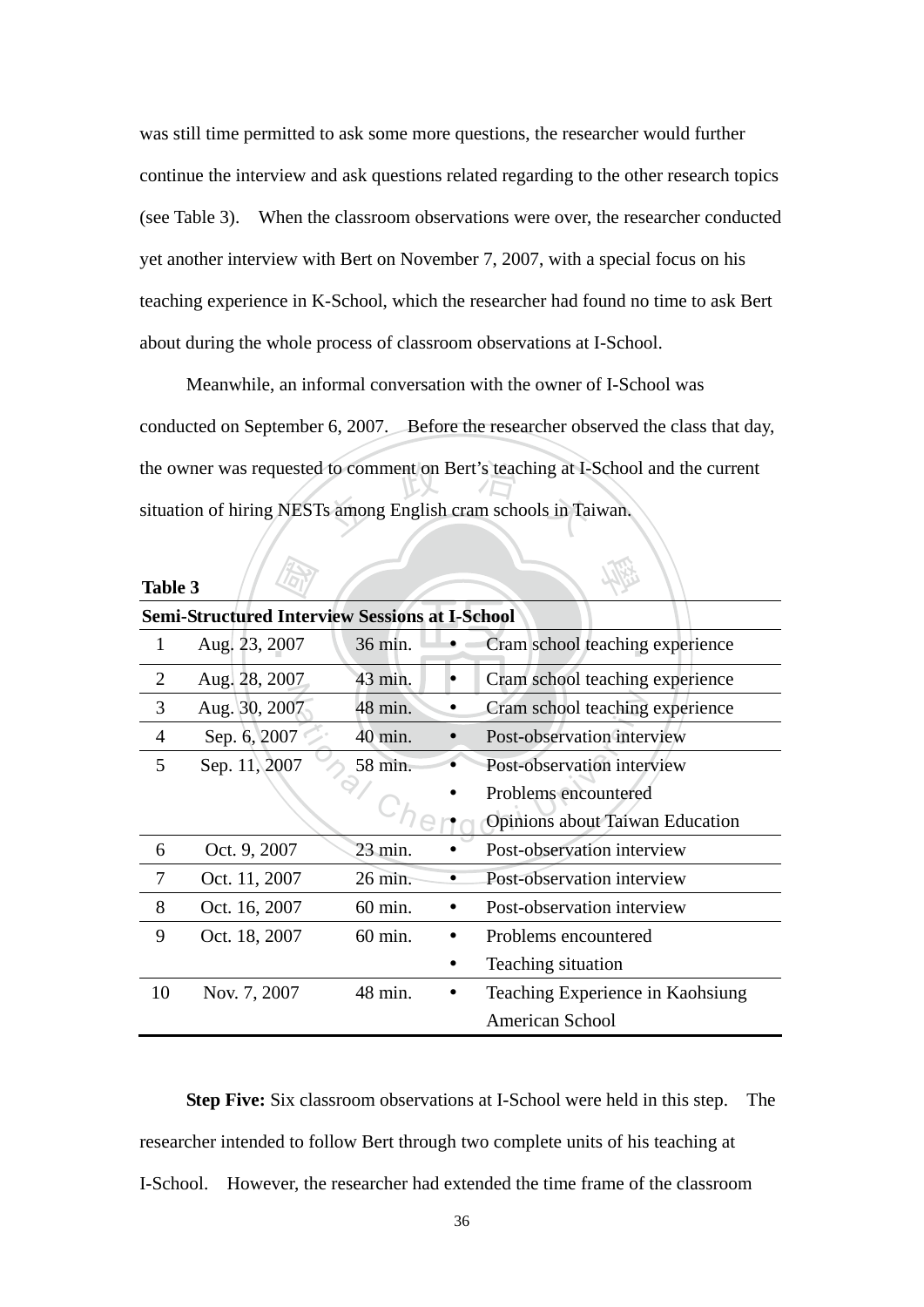was still time permitted to ask some more questions, the researcher would further continue the interview and ask questions related regarding to the other research topics (see Table 3). When the classroom observations were over, the researcher conducted yet another interview with Bert on November 7, 2007, with a special focus on his teaching experience in K-School, which the researcher had found no time to ask Bert about during the whole process of classroom observations at I-School.

Meanwhile, an informal conversation with the owner of I-School was conducted on September 6, 2007. Before the researcher observed the class that day, the owner was requested to comment on Bert's teaching at I-School and the current situation of hiring NESTs among English cram schools in Taiwan.

**Table 3**

**Semi-Structured Interview Sessions at I-School**

| | | | |
|---|---|---|---|
| 1 | Aug. 23, 2007 | 36 min. | • Cram school teaching experience |
| 2 | Aug. 28, 2007 | 43 min. | • Cram school teaching experience |
| 3 | Aug. 30, 2007 | 48 min. | • Cram school teaching experience |
| 4 | Sep. 6, 2007 | 40 min. | • Post-observation interview |
| 5 | Sep. 11, 2007 | 58 min. | • Post-observation interview<br>• Problems encountered<br>• Opinions about Taiwan Education |
| 6 | Oct. 9, 2007 | 23 min. | • Post-observation interview |
| 7 | Oct. 11, 2007 | 26 min. | • Post-observation interview |
| 8 | Oct. 16, 2007 | 60 min. | • Post-observation interview |
| 9 | Oct. 18, 2007 | 60 min. | • Problems encountered<br>• Teaching situation |
| 10 | Nov. 7, 2007 | 48 min. | • Teaching Experience in Kaohsiung American School |

**Step Five:** Six classroom observations at I-School were held in this step. The researcher intended to follow Bert through two complete units of his teaching at I-School. However, the researcher had extended the time frame of the classroom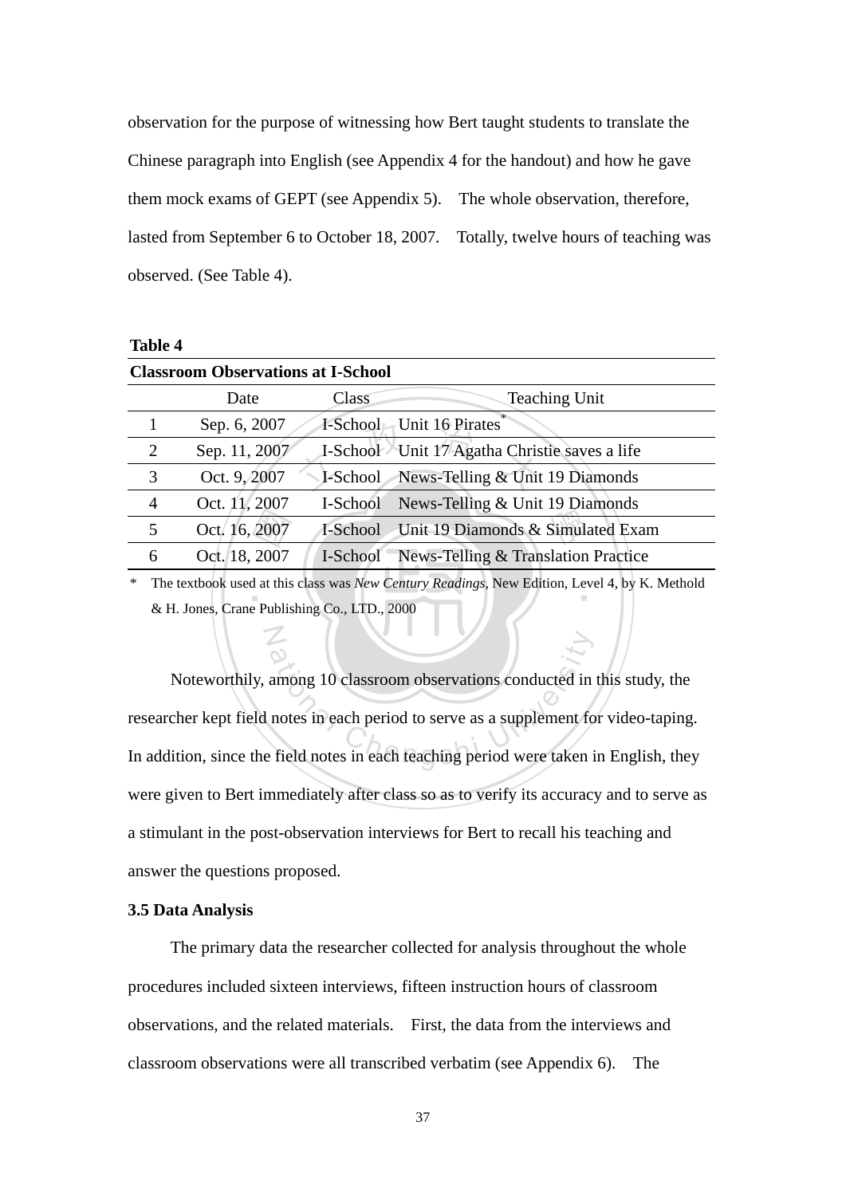observation for the purpose of witnessing how Bert taught students to translate the Chinese paragraph into English (see Appendix 4 for the handout) and how he gave them mock exams of GEPT (see Appendix 5). The whole observation, therefore, lasted from September 6 to October 18, 2007. Totally, twelve hours of teaching was observed. (See Table 4).

**Table 4**

**Classroom Observations at I-School**

| | Date | Class | Teaching Unit |
|---|---|---|---|
| 1 | Sep. 6, 2007 | I-School | Unit 16 Pirates* |
| 2 | Sep. 11, 2007 | I-School | Unit 17 Agatha Christie saves a life |
| 3 | Oct. 9, 2007 | I-School | News-Telling & Unit 19 Diamonds |
| 4 | Oct. 11, 2007 | I-School | News-Telling & Unit 19 Diamonds |
| 5 | Oct. 16, 2007 | I-School | Unit 19 Diamonds & Simulated Exam |
| 6 | Oct. 18, 2007 | I-School | News-Telling & Translation Practice |

\* The textbook used at this class was *New Century Readings*, New Edition, Level 4, by K. Methold & H. Jones, Crane Publishing Co., LTD., 2000

Noteworthily, among 10 classroom observations conducted in this study, the researcher kept field notes in each period to serve as a supplement for video-taping. In addition, since the field notes in each teaching period were taken in English, they were given to Bert immediately after class so as to verify its accuracy and to serve as a stimulant in the post-observation interviews for Bert to recall his teaching and answer the questions proposed.

### 3.5 Data Analysis

The primary data the researcher collected for analysis throughout the whole procedures included sixteen interviews, fifteen instruction hours of classroom observations, and the related materials. First, the data from the interviews and classroom observations were all transcribed verbatim (see Appendix 6). The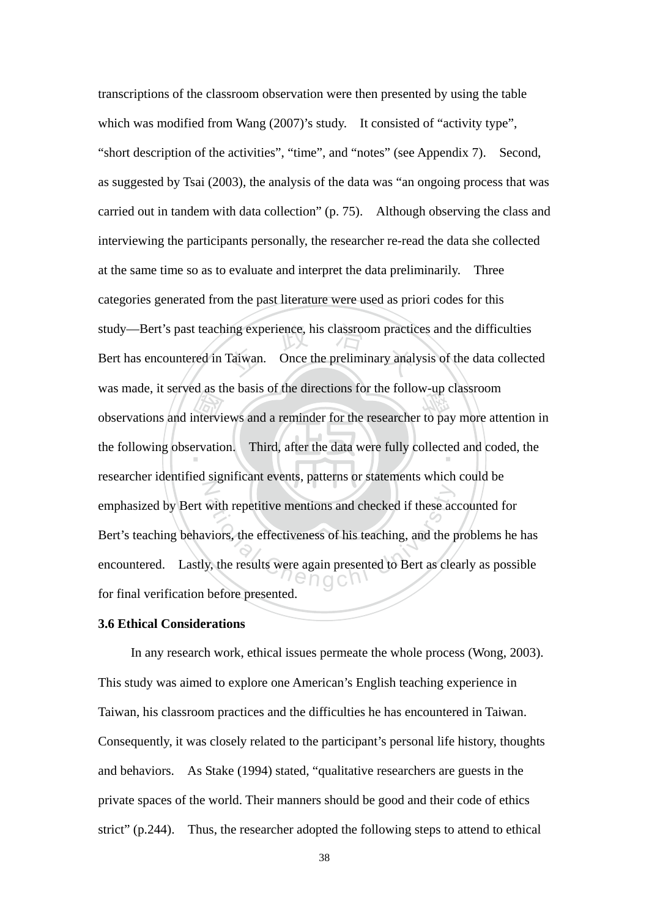transcriptions of the classroom observation were then presented by using the table which was modified from Wang (2007)'s study. It consisted of "activity type", "short description of the activities", "time", and "notes" (see Appendix 7). Second, as suggested by Tsai (2003), the analysis of the data was "an ongoing process that was carried out in tandem with data collection" (p. 75). Although observing the class and interviewing the participants personally, the researcher re-read the data she collected at the same time so as to evaluate and interpret the data preliminarily. Three categories generated from the past literature were used as priori codes for this study—Bert's past teaching experience, his classroom practices and the difficulties Bert has encountered in Taiwan. Once the preliminary analysis of the data collected was made, it served as the basis of the directions for the follow-up classroom observations and interviews and a reminder for the researcher to pay more attention in the following observation. Third, after the data were fully collected and coded, the researcher identified significant events, patterns or statements which could be emphasized by Bert with repetitive mentions and checked if these accounted for Bert's teaching behaviors, the effectiveness of his teaching, and the problems he has encountered. Lastly, the results were again presented to Bert as clearly as possible for final verification before presented.

**3.6 Ethical Considerations**

In any research work, ethical issues permeate the whole process (Wong, 2003). This study was aimed to explore one American's English teaching experience in Taiwan, his classroom practices and the difficulties he has encountered in Taiwan. Consequently, it was closely related to the participant's personal life history, thoughts and behaviors. As Stake (1994) stated, "qualitative researchers are guests in the private spaces of the world. Their manners should be good and their code of ethics strict" (p.244). Thus, the researcher adopted the following steps to attend to ethical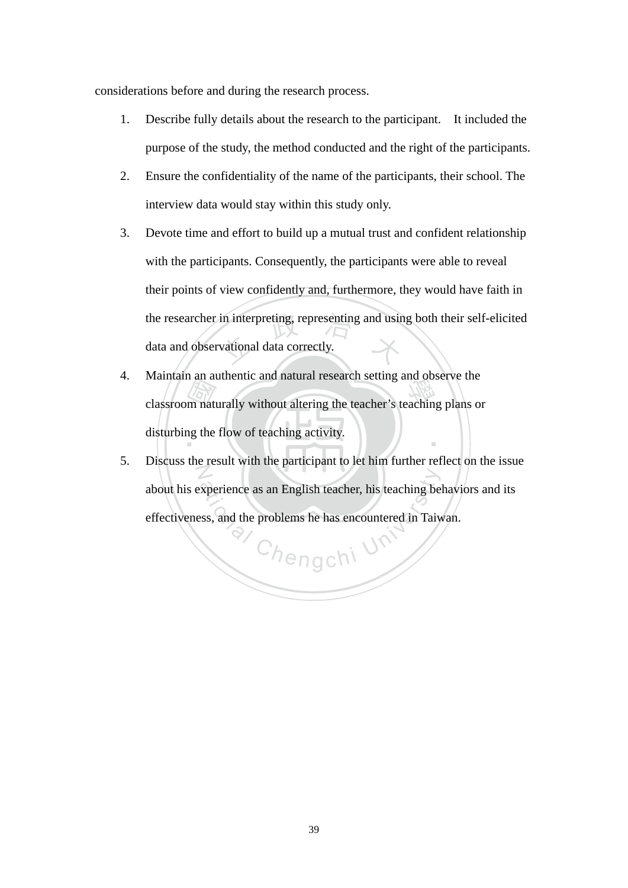considerations before and during the research process.

1. Describe fully details about the research to the participant.  It included the purpose of the study, the method conducted and the right of the participants.
2. Ensure the confidentiality of the name of the participants, their school. The interview data would stay within this study only.
3. Devote time and effort to build up a mutual trust and confident relationship with the participants. Consequently, the participants were able to reveal their points of view confidently and, furthermore, they would have faith in the researcher in interpreting, representing and using both their self-elicited data and observational data correctly.
4. Maintain an authentic and natural research setting and observe the classroom naturally without altering the teacher's teaching plans or disturbing the flow of teaching activity.
5. Discuss the result with the participant to let him further reflect on the issue about his experience as an English teacher, his teaching behaviors and its effectiveness, and the problems he has encountered in Taiwan.